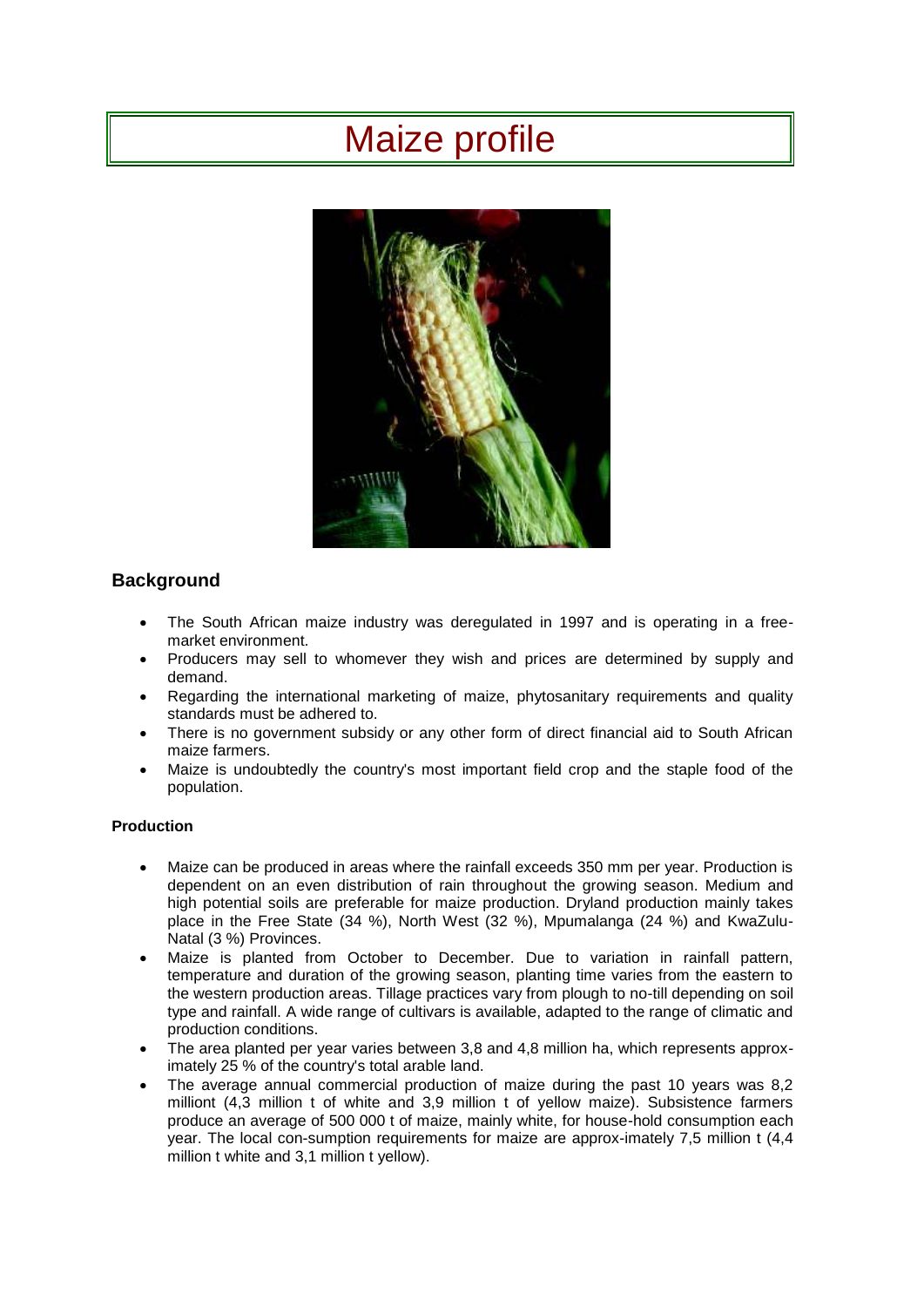# Maize profile

## Background

- The South African maize industry was deregulated in 1997 and is operating in a free-market environment.
- Producers may sell to whomever they wish and prices are determined by supply and demand.
- Regarding the international marketing of maize, phytosanitary requirements and quality standards must be adhered to.
- There is no government subsidy or any other form of direct financial aid to South African maize farmers.
- Maize is undoubtedly the country's most important field crop and the staple food of the population.

### Production

- Maize can be produced in areas where the rainfall exceeds 350 mm per year. Production is dependent on an even distribution of rain throughout the growing season. Medium and high potential soils are preferable for maize production. Dryland production mainly takes place in the Free State (34 %), North West (32 %), Mpumalanga (24 %) and KwaZulu-Natal (3 %) Provinces.
- Maize is planted from October to December. Due to variation in rainfall pattern, temperature and duration of the growing season, planting time varies from the eastern to the western production areas. Tillage practices vary from plough to no-till depending on soil type and rainfall. A wide range of cultivars is available, adapted to the range of climatic and production conditions.
- The area planted per year varies between 3,8 and 4,8 million ha, which represents approx-imately 25 % of the country's total arable land.
- The average annual commercial production of maize during the past 10 years was 8,2 milliont (4,3 million t of white and 3,9 million t of yellow maize). Subsistence farmers produce an average of 500 000 t of maize, mainly white, for house-hold consumption each year. The local con-sumption requirements for maize are approx-imately 7,5 million t (4,4 million t white and 3,1 million t yellow).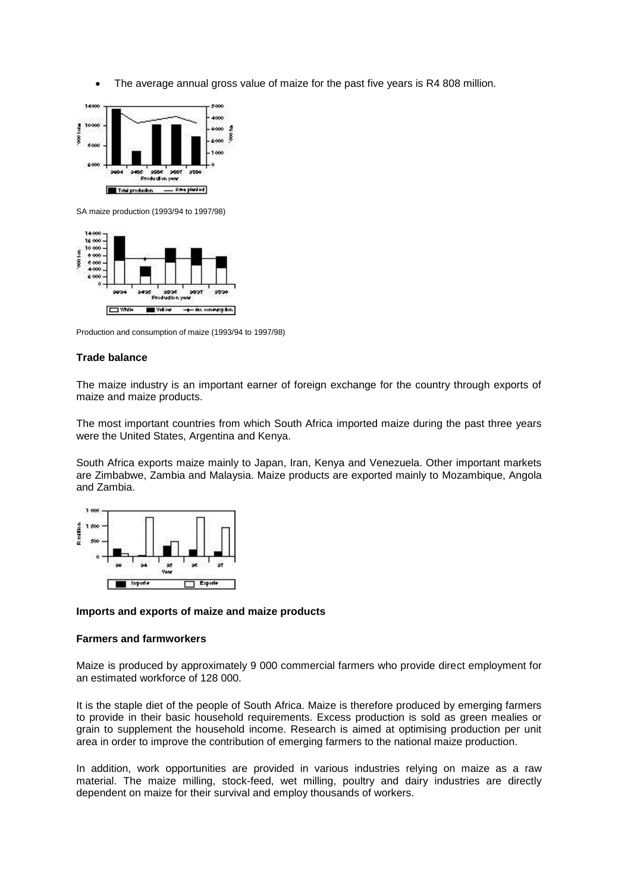- The average annual gross value of maize for the past five years is R4 808 million.

SA maize production (1993/94 to 1997/98)

Production and consumption of maize (1993/94 to 1997/98)

**Trade balance**

The maize industry is an important earner of foreign exchange for the country through exports of maize and maize products.

The most important countries from which South Africa imported maize during the past three years were the United States, Argentina and Kenya.

South Africa exports maize mainly to Japan, Iran, Kenya and Venezuela. Other important markets are Zimbabwe, Zambia and Malaysia. Maize products are exported mainly to Mozambique, Angola and Zambia.

**Imports and exports of maize and maize products**

**Farmers and farmworkers**

Maize is produced by approximately 9 000 commercial farmers who provide direct employment for an estimated workforce of 128 000.

It is the staple diet of the people of South Africa. Maize is therefore produced by emerging farmers to provide in their basic household requirements. Excess production is sold as green mealies or grain to supplement the household income. Research is aimed at optimising production per unit area in order to improve the contribution of emerging farmers to the national maize production.

In addition, work opportunities are provided in various industries relying on maize as a raw material. The maize milling, stock-feed, wet milling, poultry and dairy industries are directly dependent on maize for their survival and employ thousands of workers.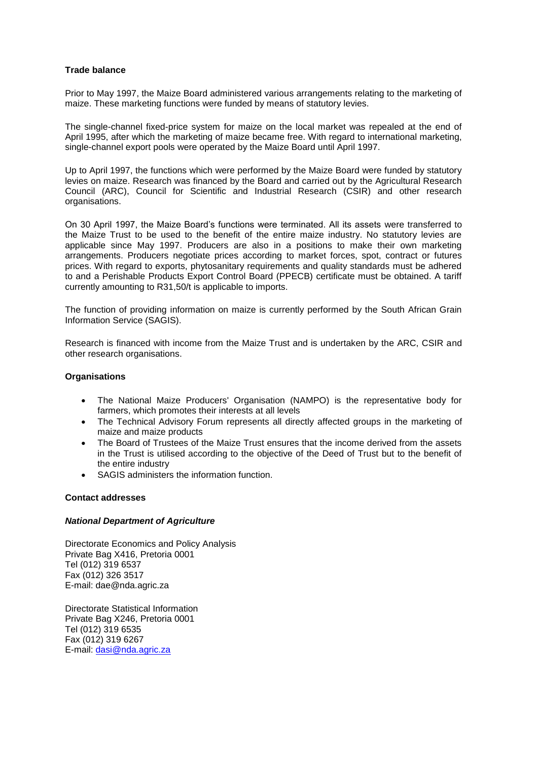**Trade balance**

Prior to May 1997, the Maize Board administered various arrangements relating to the marketing of maize. These marketing functions were funded by means of statutory levies.

The single-channel fixed-price system for maize on the local market was repealed at the end of April 1995, after which the marketing of maize became free. With regard to international marketing, single-channel export pools were operated by the Maize Board until April 1997.

Up to April 1997, the functions which were performed by the Maize Board were funded by statutory levies on maize. Research was financed by the Board and carried out by the Agricultural Research Council (ARC), Council for Scientific and Industrial Research (CSIR) and other research organisations.

On 30 April 1997, the Maize Board's functions were terminated. All its assets were transferred to the Maize Trust to be used to the benefit of the entire maize industry. No statutory levies are applicable since May 1997. Producers are also in a positions to make their own marketing arrangements. Producers negotiate prices according to market forces, spot, contract or futures prices. With regard to exports, phytosanitary requirements and quality standards must be adhered to and a Perishable Products Export Control Board (PPECB) certificate must be obtained. A tariff currently amounting to R31,50/t is applicable to imports.

The function of providing information on maize is currently performed by the South African Grain Information Service (SAGIS).

Research is financed with income from the Maize Trust and is undertaken by the ARC, CSIR and other research organisations.

**Organisations**

- The National Maize Producers' Organisation (NAMPO) is the representative body for farmers, which promotes their interests at all levels
- The Technical Advisory Forum represents all directly affected groups in the marketing of maize and maize products
- The Board of Trustees of the Maize Trust ensures that the income derived from the assets in the Trust is utilised according to the objective of the Deed of Trust but to the benefit of the entire industry
- SAGIS administers the information function.

**Contact addresses**

***National Department of Agriculture***

Directorate Economics and Policy Analysis
Private Bag X416, Pretoria 0001
Tel (012) 319 6537
Fax (012) 326 3517
E-mail: dae@nda.agric.za

Directorate Statistical Information
Private Bag X246, Pretoria 0001
Tel (012) 319 6535
Fax (012) 319 6267
E-mail: dasi@nda.agric.za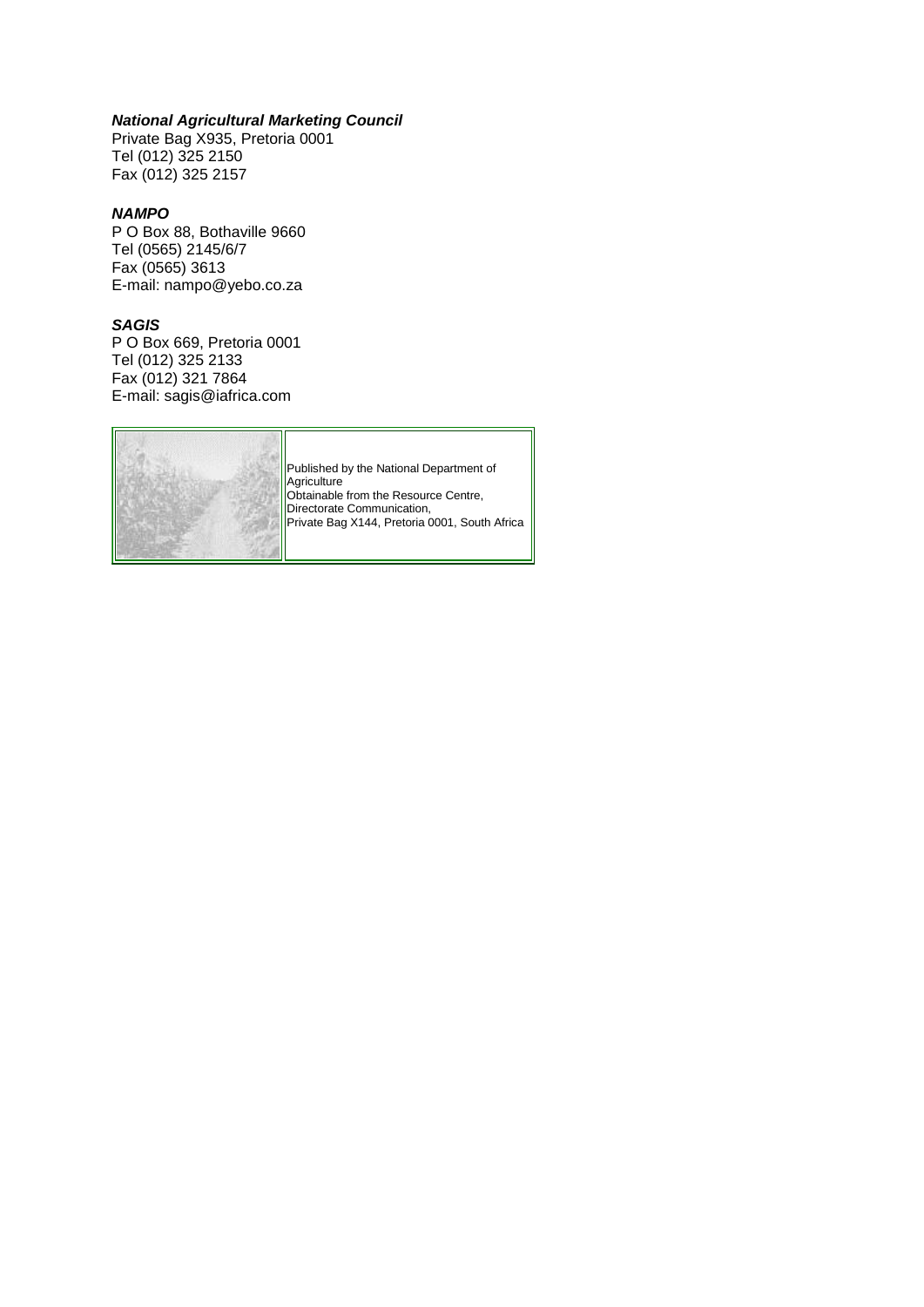***National Agricultural Marketing Council***
Private Bag X935, Pretoria 0001
Tel (012) 325 2150
Fax (012) 325 2157

***NAMPO***
P O Box 88, Bothaville 9660
Tel (0565) 2145/6/7
Fax (0565) 3613
E-mail: nampo@yebo.co.za

***SAGIS***
P O Box 669, Pretoria 0001
Tel (012) 325 2133
Fax (012) 321 7864
E-mail: sagis@iafrica.com

Published by the National Department of Agriculture
Obtainable from the Resource Centre,
Directorate Communication,
Private Bag X144, Pretoria 0001, South Africa